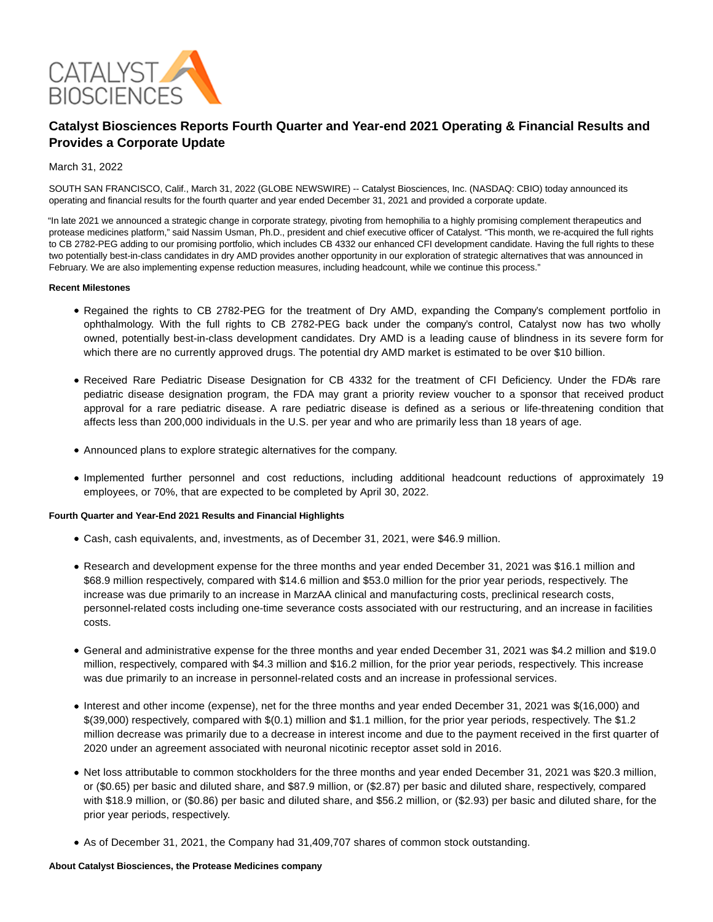# Catalyst Biosciences Reports Fourth Quarter and Year-end 2021 Operating & Financial Results and Provides a Corporate Update

March 31, 2022

SOUTH SAN FRANCISCO, Calif., March 31, 2022 (GLOBE NEWSWIRE) -- Catalyst Biosciences, Inc. (NASDAQ: CBIO) today announced its operating and financial results for the fourth quarter and year ended December 31, 2021 and provided a corporate update.

"In late 2021 we announced a strategic change in corporate strategy, pivoting from hemophilia to a highly promising complement therapeutics and protease medicines platform," said Nassim Usman, Ph.D., president and chief executive officer of Catalyst. "This month, we re-acquired the full rights to CB 2782-PEG adding to our promising portfolio, which includes CB 4332 our enhanced CFI development candidate. Having the full rights to these two potentially best-in-class candidates in dry AMD provides another opportunity in our exploration of strategic alternatives that was announced in February. We are also implementing expense reduction measures, including headcount, while we continue this process."

**Recent Milestones**

- Regained the rights to CB 2782-PEG for the treatment of Dry AMD, expanding the Company's complement portfolio in ophthalmology. With the full rights to CB 2782-PEG back under the company's control, Catalyst now has two wholly owned, potentially best-in-class development candidates. Dry AMD is a leading cause of blindness in its severe form for which there are no currently approved drugs. The potential dry AMD market is estimated to be over $10 billion.
- Received Rare Pediatric Disease Designation for CB 4332 for the treatment of CFI Deficiency. Under the FDA's rare pediatric disease designation program, the FDA may grant a priority review voucher to a sponsor that received product approval for a rare pediatric disease. A rare pediatric disease is defined as a serious or life-threatening condition that affects less than 200,000 individuals in the U.S. per year and who are primarily less than 18 years of age.
- Announced plans to explore strategic alternatives for the company.
- Implemented further personnel and cost reductions, including additional headcount reductions of approximately 19 employees, or 70%, that are expected to be completed by April 30, 2022.

**Fourth Quarter and Year-End 2021 Results and Financial Highlights**

- Cash, cash equivalents, and, investments, as of December 31, 2021, were $46.9 million.
- Research and development expense for the three months and year ended December 31, 2021 was $16.1 million and $68.9 million respectively, compared with $14.6 million and $53.0 million for the prior year periods, respectively. The increase was due primarily to an increase in MarzAA clinical and manufacturing costs, preclinical research costs, personnel-related costs including one-time severance costs associated with our restructuring, and an increase in facilities costs.
- General and administrative expense for the three months and year ended December 31, 2021 was $4.2 million and $19.0 million, respectively, compared with $4.3 million and $16.2 million, for the prior year periods, respectively. This increase was due primarily to an increase in personnel-related costs and an increase in professional services.
- Interest and other income (expense), net for the three months and year ended December 31, 2021 was $(16,000) and $(39,000) respectively, compared with $(0.1) million and $1.1 million, for the prior year periods, respectively. The $1.2 million decrease was primarily due to a decrease in interest income and due to the payment received in the first quarter of 2020 under an agreement associated with neuronal nicotinic receptor asset sold in 2016.
- Net loss attributable to common stockholders for the three months and year ended December 31, 2021 was $20.3 million, or ($0.65) per basic and diluted share, and $87.9 million, or ($2.87) per basic and diluted share, respectively, compared with $18.9 million, or ($0.86) per basic and diluted share, and $56.2 million, or ($2.93) per basic and diluted share, for the prior year periods, respectively.
- As of December 31, 2021, the Company had 31,409,707 shares of common stock outstanding.

**About Catalyst Biosciences, the Protease Medicines company**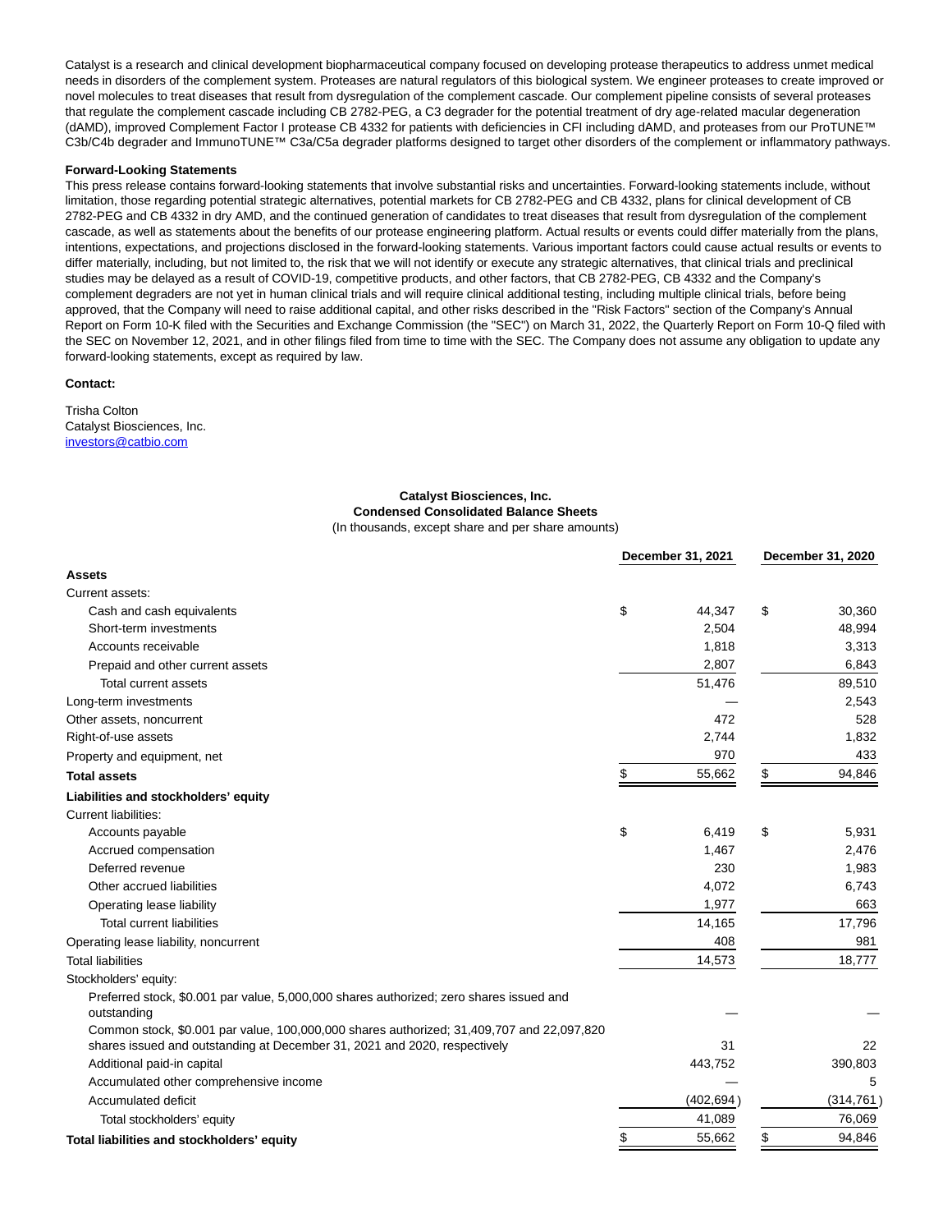Catalyst is a research and clinical development biopharmaceutical company focused on developing protease therapeutics to address unmet medical needs in disorders of the complement system. Proteases are natural regulators of this biological system. We engineer proteases to create improved or novel molecules to treat diseases that result from dysregulation of the complement cascade. Our complement pipeline consists of several proteases that regulate the complement cascade including CB 2782-PEG, a C3 degrader for the potential treatment of dry age-related macular degeneration (dAMD), improved Complement Factor I protease CB 4332 for patients with deficiencies in CFI including dAMD, and proteases from our ProTUNE™ C3b/C4b degrader and ImmunoTUNE™ C3a/C5a degrader platforms designed to target other disorders of the complement or inflammatory pathways.

**Forward-Looking Statements**

This press release contains forward-looking statements that involve substantial risks and uncertainties. Forward-looking statements include, without limitation, those regarding potential strategic alternatives, potential markets for CB 2782-PEG and CB 4332, plans for clinical development of CB 2782-PEG and CB 4332 in dry AMD, and the continued generation of candidates to treat diseases that result from dysregulation of the complement cascade, as well as statements about the benefits of our protease engineering platform. Actual results or events could differ materially from the plans, intentions, expectations, and projections disclosed in the forward-looking statements. Various important factors could cause actual results or events to differ materially, including, but not limited to, the risk that we will not identify or execute any strategic alternatives, that clinical trials and preclinical studies may be delayed as a result of COVID-19, competitive products, and other factors, that CB 2782-PEG, CB 4332 and the Company's complement degraders are not yet in human clinical trials and will require clinical additional testing, including multiple clinical trials, before being approved, that the Company will need to raise additional capital, and other risks described in the "Risk Factors" section of the Company's Annual Report on Form 10-K filed with the Securities and Exchange Commission (the "SEC") on March 31, 2022, the Quarterly Report on Form 10-Q filed with the SEC on November 12, 2021, and in other filings filed from time to time with the SEC. The Company does not assume any obligation to update any forward-looking statements, except as required by law.

**Contact:**

Trisha Colton
Catalyst Biosciences, Inc.
investors@catbio.com

**Catalyst Biosciences, Inc.**
**Condensed Consolidated Balance Sheets**
(In thousands, except share and per share amounts)

| | December 31, 2021 | December 31, 2020 |
|---|---|---|
| **Assets** | | |
| Current assets: | | |
| Cash and cash equivalents | $ 44,347 | $ 30,360 |
| Short-term investments | 2,504 | 48,994 |
| Accounts receivable | 1,818 | 3,313 |
| Prepaid and other current assets | 2,807 | 6,843 |
| Total current assets | 51,476 | 89,510 |
| Long-term investments | — | 2,543 |
| Other assets, noncurrent | 472 | 528 |
| Right-of-use assets | 2,744 | 1,832 |
| Property and equipment, net | 970 | 433 |
| **Total assets** | $ 55,662 | $ 94,846 |
| **Liabilities and stockholders' equity** | | |
| Current liabilities: | | |
| Accounts payable | $ 6,419 | $ 5,931 |
| Accrued compensation | 1,467 | 2,476 |
| Deferred revenue | 230 | 1,983 |
| Other accrued liabilities | 4,072 | 6,743 |
| Operating lease liability | 1,977 | 663 |
| Total current liabilities | 14,165 | 17,796 |
| Operating lease liability, noncurrent | 408 | 981 |
| Total liabilities | 14,573 | 18,777 |
| Stockholders' equity: | | |
| Preferred stock, $0.001 par value, 5,000,000 shares authorized; zero shares issued and outstanding | — | — |
| Common stock, $0.001 par value, 100,000,000 shares authorized; 31,409,707 and 22,097,820 shares issued and outstanding at December 31, 2021 and 2020, respectively | 31 | 22 |
| Additional paid-in capital | 443,752 | 390,803 |
| Accumulated other comprehensive income | — | 5 |
| Accumulated deficit | (402,694) | (314,761) |
| Total stockholders' equity | 41,089 | 76,069 |
| **Total liabilities and stockholders' equity** | $ 55,662 | $ 94,846 |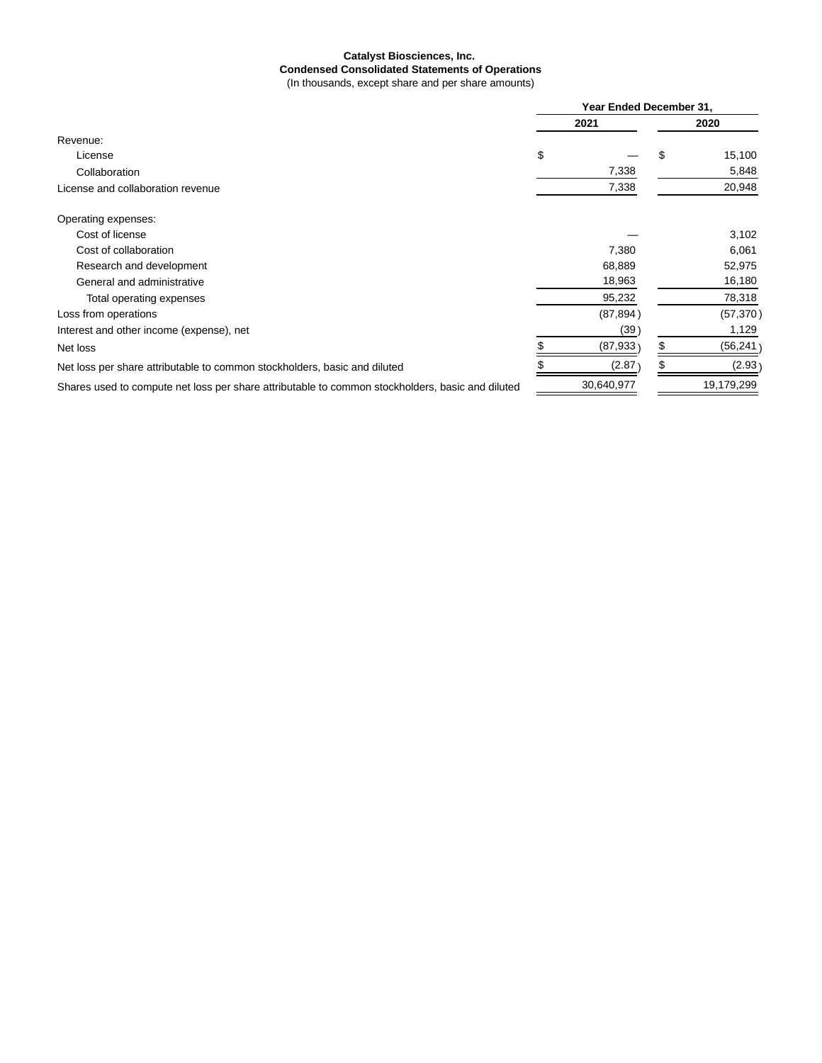**Catalyst Biosciences, Inc.**
**Condensed Consolidated Statements of Operations**
(In thousands, except share and per share amounts)

| | Year Ended December 31, | |
|---|---|---|
| | 2021 | 2020 |
| Revenue: | | |
| License | $ — | $ 15,100 |
| Collaboration | 7,338 | 5,848 |
| License and collaboration revenue | 7,338 | 20,948 |
| Operating expenses: | | |
| Cost of license | — | 3,102 |
| Cost of collaboration | 7,380 | 6,061 |
| Research and development | 68,889 | 52,975 |
| General and administrative | 18,963 | 16,180 |
| Total operating expenses | 95,232 | 78,318 |
| Loss from operations | (87,894) | (57,370) |
| Interest and other income (expense), net | (39) | 1,129 |
| Net loss | $ (87,933) | $ (56,241) |
| Net loss per share attributable to common stockholders, basic and diluted | $ (2.87) | $ (2.93) |
| Shares used to compute net loss per share attributable to common stockholders, basic and diluted | 30,640,977 | 19,179,299 |